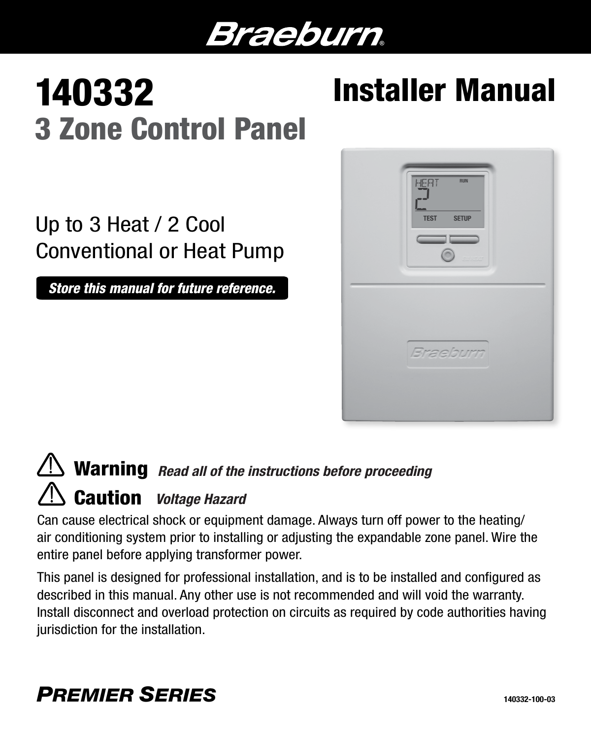# Braeburn®

# 140332

## 3 Zone Control Panel

# Installer Manual

Up to 3 Heat / 2 Cool
Conventional or Heat Pump

***Store this manual for future reference.***

## ⚠ Warning *Read all of the instructions before proceeding*

## ⚠ Caution *Voltage Hazard*

Can cause electrical shock or equipment damage. Always turn off power to the heating/air conditioning system prior to installing or adjusting the expandable zone panel. Wire the entire panel before applying transformer power.

This panel is designed for professional installation, and is to be installed and configured as described in this manual. Any other use is not recommended and will void the warranty. Install disconnect and overload protection on circuits as required by code authorities having jurisdiction for the installation.

***PREMIER SERIES***

140332-100-03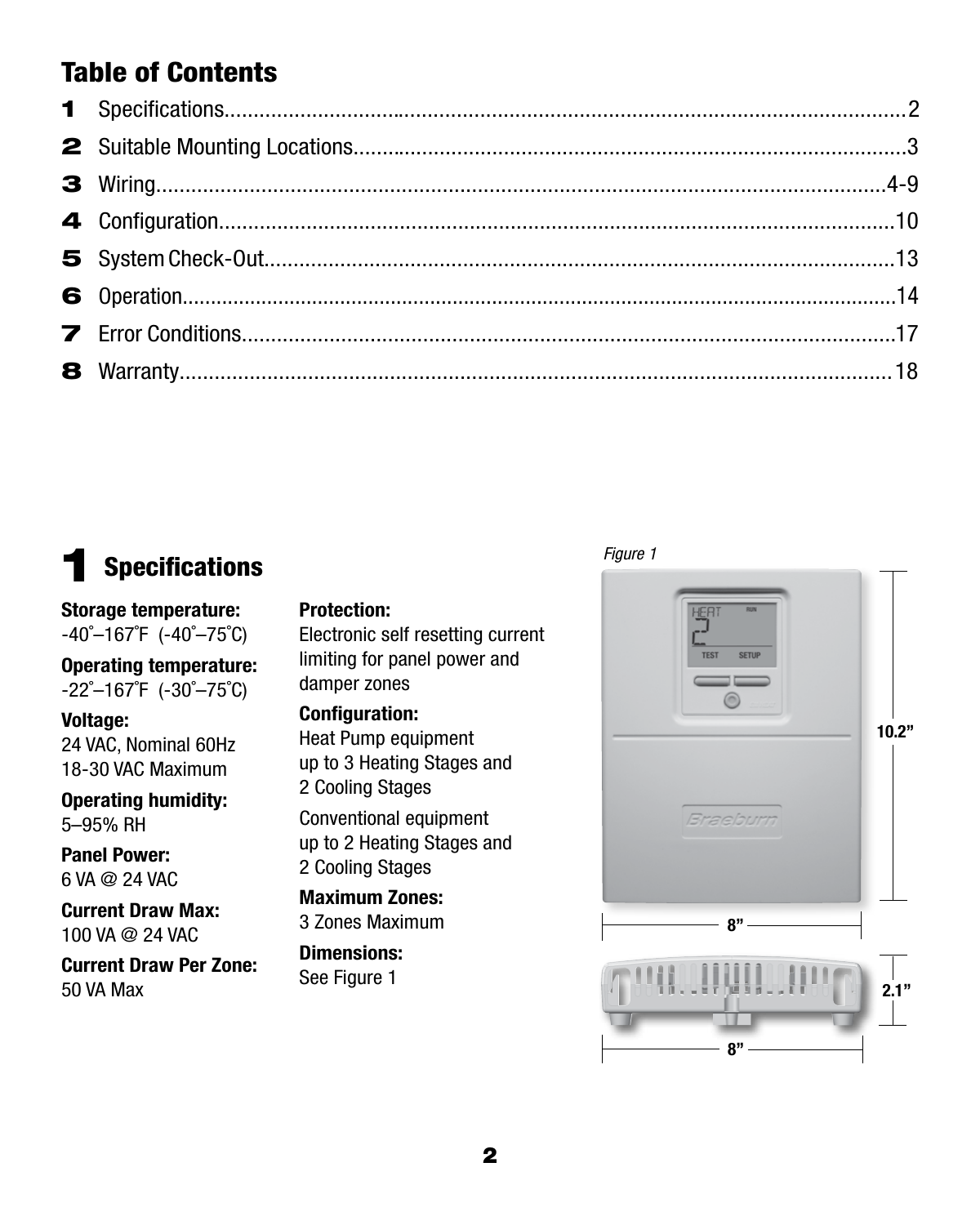## Table of Contents

| | | |
|---|---|---|
| **1** | Specifications | 2 |
| **2** | Suitable Mounting Locations | 3 |
| **3** | Wiring | 4-9 |
| **4** | Configuration | 10 |
| **5** | System Check-Out | 13 |
| **6** | Operation | 14 |
| **7** | Error Conditions | 17 |
| **8** | Warranty | 18 |

# 1 Specifications

**Storage temperature:**
-40˚–167˚F (-40˚–75˚C)

**Operating temperature:**
-22˚–167˚F (-30˚–75˚C)

**Voltage:**
24 VAC, Nominal 60Hz
18-30 VAC Maximum

**Operating humidity:**
5–95% RH

**Panel Power:**
6 VA @ 24 VAC

**Current Draw Max:**
100 VA @ 24 VAC

**Current Draw Per Zone:**
50 VA Max

**Protection:**
Electronic self resetting current limiting for panel power and damper zones

**Configuration:**
Heat Pump equipment up to 3 Heating Stages and 2 Cooling Stages

Conventional equipment up to 2 Heating Stages and 2 Cooling Stages

**Maximum Zones:**
3 Zones Maximum

**Dimensions:**
See Figure 1

*Figure 1*

HEAT RUN 2 TEST SETUP Braeburn

10.2”

8”

2.1”

8”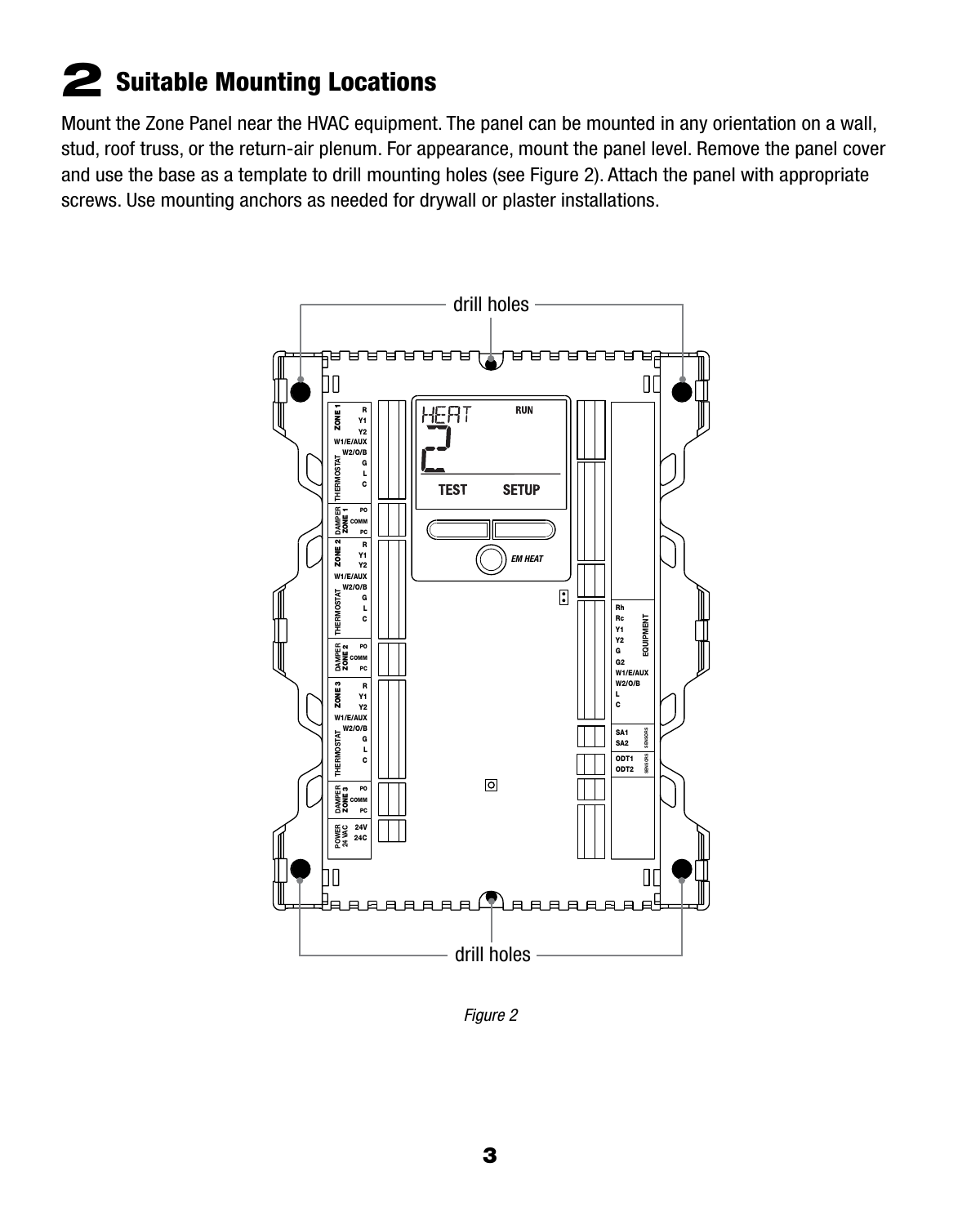## 2 Suitable Mounting Locations

Mount the Zone Panel near the HVAC equipment. The panel can be mounted in any orientation on a wall, stud, roof truss, or the return-air plenum. For appearance, mount the panel level. Remove the panel cover and use the base as a template to drill mounting holes (see Figure 2). Attach the panel with appropriate screws. Use mounting anchors as needed for drywall or plaster installations.

*Figure 2*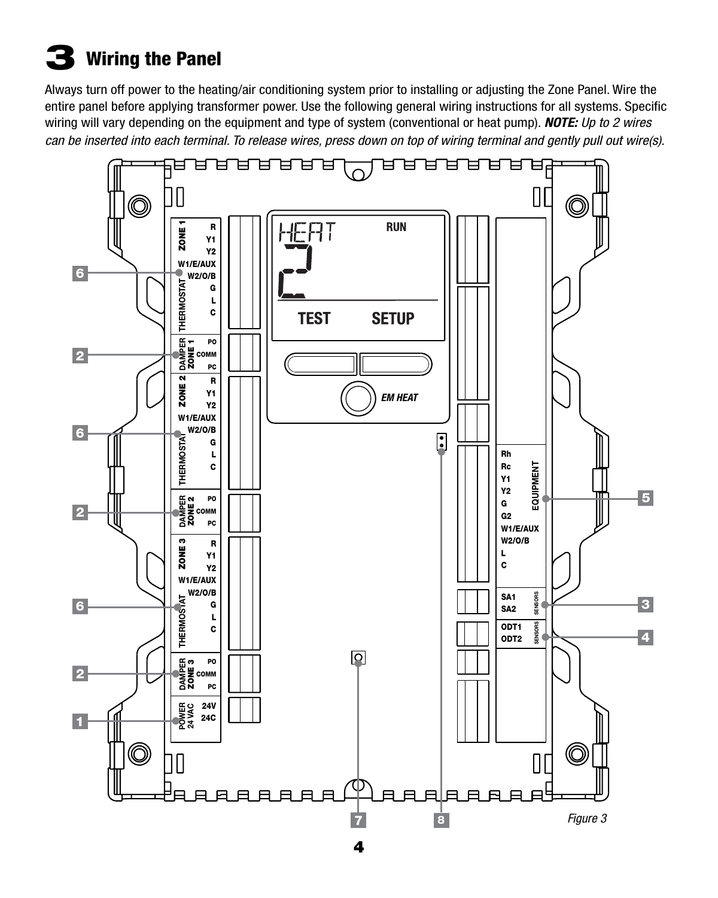# 3 Wiring the Panel

Always turn off power to the heating/air conditioning system prior to installing or adjusting the Zone Panel. Wire the entire panel before applying transformer power. Use the following general wiring instructions for all systems. Specific wiring will vary depending on the equipment and type of system (conventional or heat pump). ***NOTE:*** *Up to 2 wires can be inserted into each terminal. To release wires, press down on top of wiring terminal and gently pull out wire(s).*

ZONE 1 THERMOSTAT: R, Y1, Y2, W1/E/AUX, W2/O/B, G, L, C

DAMPER ZONE 1: PO, COMM, PC

ZONE 2 THERMOSTAT: R, Y1, Y2, W1/E/AUX, W2/O/B, G, L, C

DAMPER ZONE 2: PO, COMM, PC

ZONE 3 THERMOSTAT: R, Y1, Y2, W1/E/AUX, W2/O/B, G, L, C

DAMPER ZONE 3: PO, COMM, PC

POWER 24 VAC: 24V, 24C

HEAT 2 RUN

TEST SETUP

EM HEAT

EQUIPMENT: Rh, Rc, Y1, Y2, G, G2, W1/E/AUX, W2/O/B, L, C

SENSORS: SA1, SA2

SENSORS: ODT1, ODT2

1 2 3 4 5 6 7 8

*Figure 3*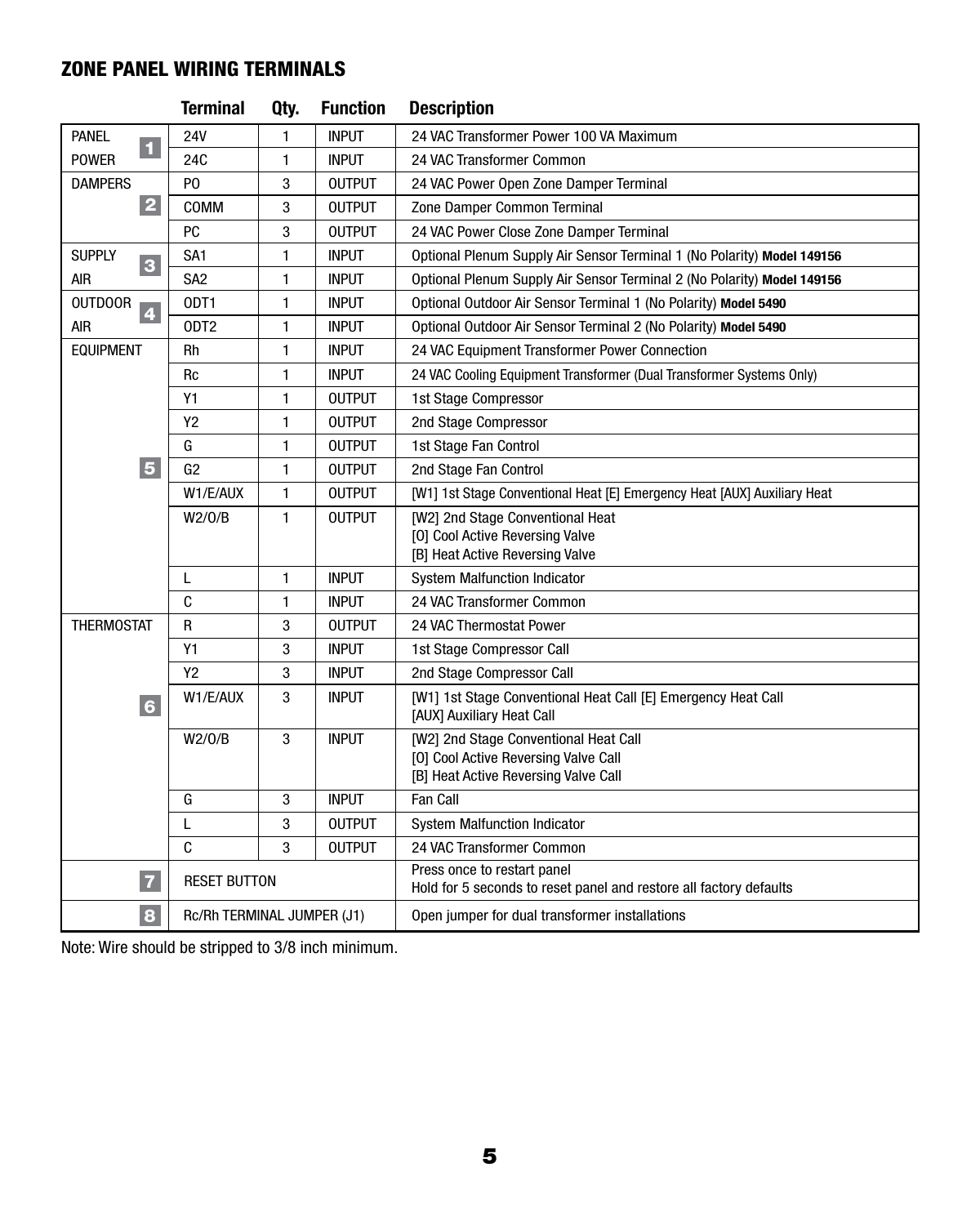## ZONE PANEL WIRING TERMINALS

| | Terminal | Qty. | Function | Description |
|---|---|---|---|---|
| PANEL POWER **1** | 24V | 1 | INPUT | 24 VAC Transformer Power 100 VA Maximum |
| | 24C | 1 | INPUT | 24 VAC Transformer Common |
| DAMPERS **2** | PO | 3 | OUTPUT | 24 VAC Power Open Zone Damper Terminal |
| | COMM | 3 | OUTPUT | Zone Damper Common Terminal |
| | PC | 3 | OUTPUT | 24 VAC Power Close Zone Damper Terminal |
| SUPPLY AIR **3** | SA1 | 1 | INPUT | Optional Plenum Supply Air Sensor Terminal 1 (No Polarity) **Model 149156** |
| | SA2 | 1 | INPUT | Optional Plenum Supply Air Sensor Terminal 2 (No Polarity) **Model 149156** |
| OUTDOOR AIR **4** | ODT1 | 1 | INPUT | Optional Outdoor Air Sensor Terminal 1 (No Polarity) **Model 5490** |
| | ODT2 | 1 | INPUT | Optional Outdoor Air Sensor Terminal 2 (No Polarity) **Model 5490** |
| EQUIPMENT **5** | Rh | 1 | INPUT | 24 VAC Equipment Transformer Power Connection |
| | Rc | 1 | INPUT | 24 VAC Cooling Equipment Transformer (Dual Transformer Systems Only) |
| | Y1 | 1 | OUTPUT | 1st Stage Compressor |
| | Y2 | 1 | OUTPUT | 2nd Stage Compressor |
| | G | 1 | OUTPUT | 1st Stage Fan Control |
| | G2 | 1 | OUTPUT | 2nd Stage Fan Control |
| | W1/E/AUX | 1 | OUTPUT | [W1] 1st Stage Conventional Heat [E] Emergency Heat [AUX] Auxiliary Heat |
| | W2/O/B | 1 | OUTPUT | [W2] 2nd Stage Conventional Heat<br>[O] Cool Active Reversing Valve<br>[B] Heat Active Reversing Valve |
| | L | 1 | INPUT | System Malfunction Indicator |
| | C | 1 | INPUT | 24 VAC Transformer Common |
| THERMOSTAT **6** | R | 3 | OUTPUT | 24 VAC Thermostat Power |
| | Y1 | 3 | INPUT | 1st Stage Compressor Call |
| | Y2 | 3 | INPUT | 2nd Stage Compressor Call |
| | W1/E/AUX | 3 | INPUT | [W1] 1st Stage Conventional Heat Call [E] Emergency Heat Call<br>[AUX] Auxiliary Heat Call |
| | W2/O/B | 3 | INPUT | [W2] 2nd Stage Conventional Heat Call<br>[O] Cool Active Reversing Valve Call<br>[B] Heat Active Reversing Valve Call |
| | G | 3 | INPUT | Fan Call |
| | L | 3 | OUTPUT | System Malfunction Indicator |
| | C | 3 | OUTPUT | 24 VAC Transformer Common |
| **7** | RESET BUTTON | | | Press once to restart panel<br>Hold for 5 seconds to reset panel and restore all factory defaults |
| **8** | Rc/Rh TERMINAL JUMPER (J1) | | | Open jumper for dual transformer installations |

Note: Wire should be stripped to 3/8 inch minimum.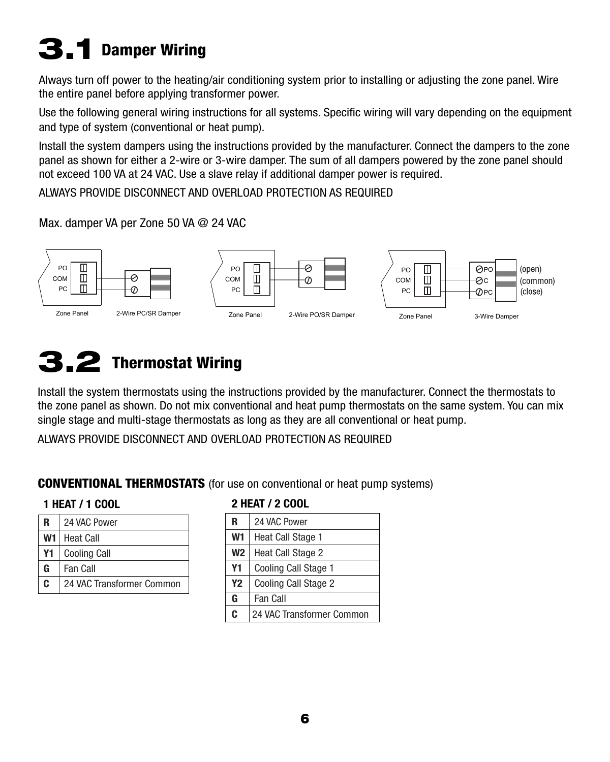# 3.1 Damper Wiring

Always turn off power to the heating/air conditioning system prior to installing or adjusting the zone panel. Wire the entire panel before applying transformer power.

Use the following general wiring instructions for all systems. Specific wiring will vary depending on the equipment and type of system (conventional or heat pump).

Install the system dampers using the instructions provided by the manufacturer. Connect the dampers to the zone panel as shown for either a 2-wire or 3-wire damper. The sum of all dampers powered by the zone panel should not exceed 100 VA at 24 VAC. Use a slave relay if additional damper power is required.

ALWAYS PROVIDE DISCONNECT AND OVERLOAD PROTECTION AS REQUIRED

Max. damper VA per Zone 50 VA @ 24 VAC

PO
COM
PC

Zone Panel — 2-Wire PC/SR Damper

PO
COM
PC

Zone Panel — 2-Wire PO/SR Damper

PO
COM
PC

PO (open)
C (common)
PC (close)

Zone Panel — 3-Wire Damper

# 3.2 Thermostat Wiring

Install the system thermostats using the instructions provided by the manufacturer. Connect the thermostats to the zone panel as shown. Do not mix conventional and heat pump thermostats on the same system. You can mix single stage and multi-stage thermostats as long as they are all conventional or heat pump.

ALWAYS PROVIDE DISCONNECT AND OVERLOAD PROTECTION AS REQUIRED

**CONVENTIONAL THERMOSTATS** (for use on conventional or heat pump systems)

**1 HEAT / 1 COOL**

| | |
|---|---|
| **R** | 24 VAC Power |
| **W1** | Heat Call |
| **Y1** | Cooling Call |
| **G** | Fan Call |
| **C** | 24 VAC Transformer Common |

**2 HEAT / 2 COOL**

| | |
|---|---|
| **R** | 24 VAC Power |
| **W1** | Heat Call Stage 1 |
| **W2** | Heat Call Stage 2 |
| **Y1** | Cooling Call Stage 1 |
| **Y2** | Cooling Call Stage 2 |
| **G** | Fan Call |
| **C** | 24 VAC Transformer Common |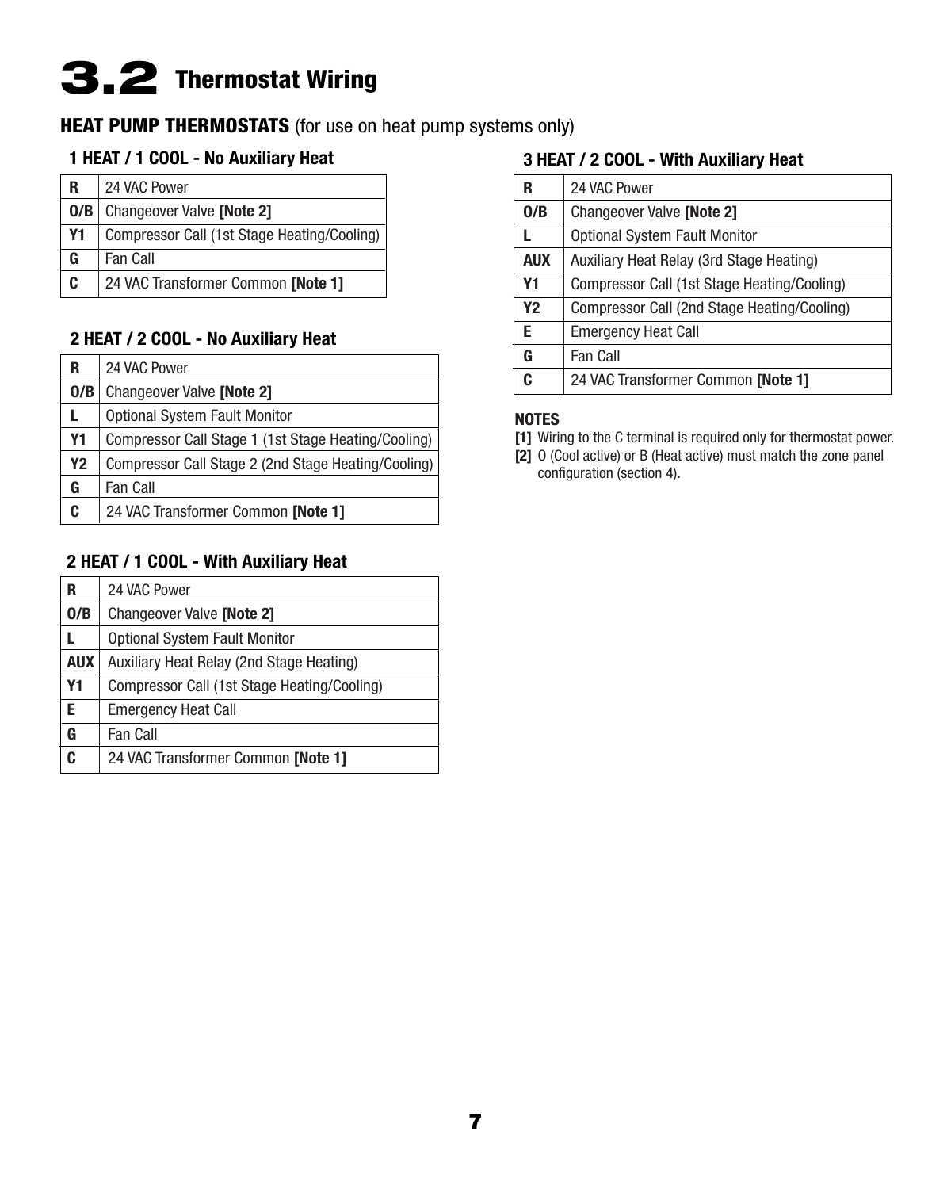# 3.2 Thermostat Wiring

## HEAT PUMP THERMOSTATS (for use on heat pump systems only)

### 1 HEAT / 1 COOL - No Auxiliary Heat

| | |
|---|---|
| **R** | 24 VAC Power |
| **O/B** | Changeover Valve **[Note 2]** |
| **Y1** | Compressor Call (1st Stage Heating/Cooling) |
| **G** | Fan Call |
| **C** | 24 VAC Transformer Common **[Note 1]** |

### 2 HEAT / 2 COOL - No Auxiliary Heat

| | |
|---|---|
| **R** | 24 VAC Power |
| **O/B** | Changeover Valve **[Note 2]** |
| **L** | Optional System Fault Monitor |
| **Y1** | Compressor Call Stage 1 (1st Stage Heating/Cooling) |
| **Y2** | Compressor Call Stage 2 (2nd Stage Heating/Cooling) |
| **G** | Fan Call |
| **C** | 24 VAC Transformer Common **[Note 1]** |

### 2 HEAT / 1 COOL - With Auxiliary Heat

| | |
|---|---|
| **R** | 24 VAC Power |
| **O/B** | Changeover Valve **[Note 2]** |
| **L** | Optional System Fault Monitor |
| **AUX** | Auxiliary Heat Relay (2nd Stage Heating) |
| **Y1** | Compressor Call (1st Stage Heating/Cooling) |
| **E** | Emergency Heat Call |
| **G** | Fan Call |
| **C** | 24 VAC Transformer Common **[Note 1]** |

### 3 HEAT / 2 COOL - With Auxiliary Heat

| | |
|---|---|
| **R** | 24 VAC Power |
| **O/B** | Changeover Valve **[Note 2]** |
| **L** | Optional System Fault Monitor |
| **AUX** | Auxiliary Heat Relay (3rd Stage Heating) |
| **Y1** | Compressor Call (1st Stage Heating/Cooling) |
| **Y2** | Compressor Call (2nd Stage Heating/Cooling) |
| **E** | Emergency Heat Call |
| **G** | Fan Call |
| **C** | 24 VAC Transformer Common **[Note 1]** |

**NOTES**

**[1]** Wiring to the C terminal is required only for thermostat power.

**[2]** O (Cool active) or B (Heat active) must match the zone panel configuration (section 4).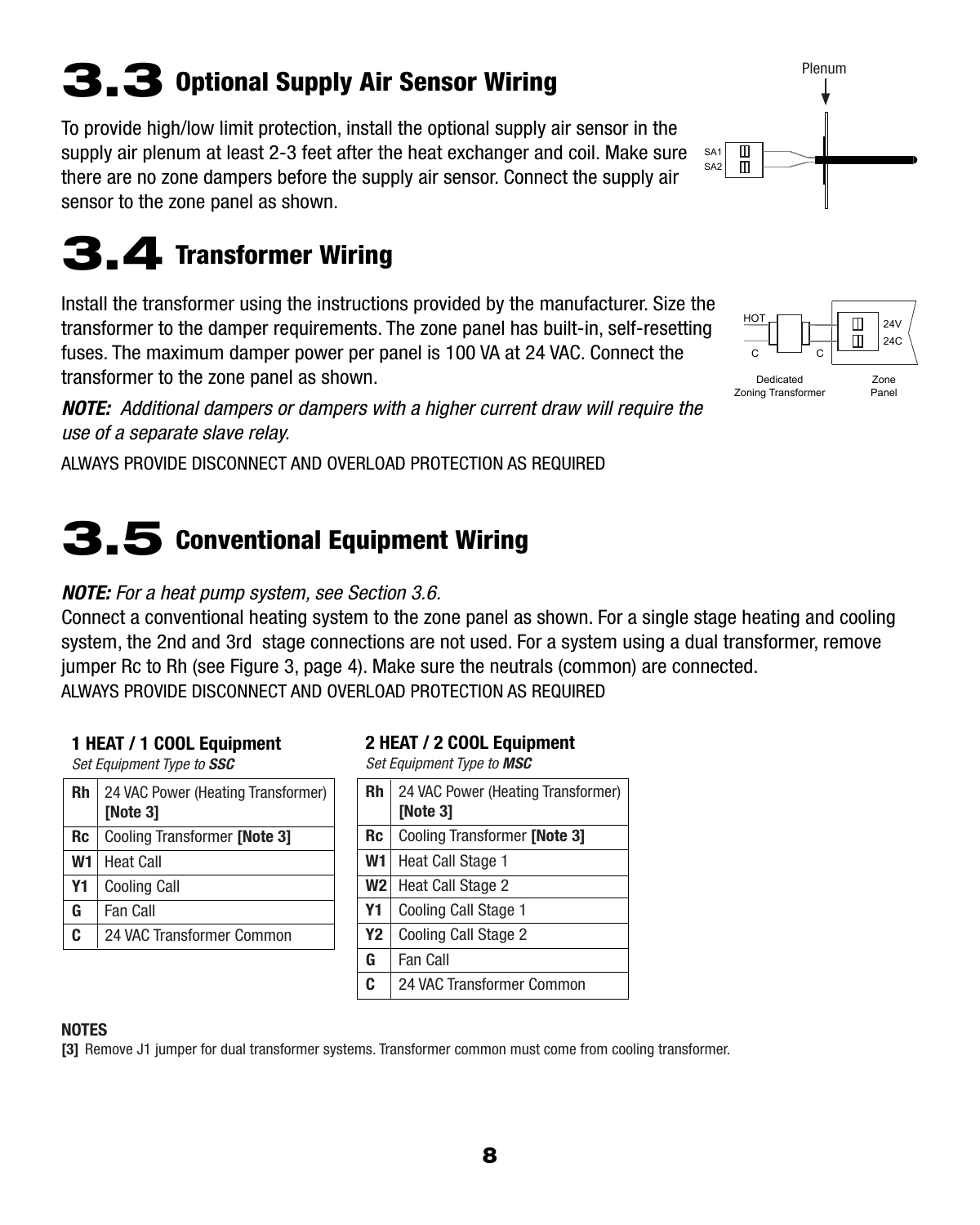# 3.3 Optional Supply Air Sensor Wiring

To provide high/low limit protection, install the optional supply air sensor in the supply air plenum at least 2-3 feet after the heat exchanger and coil. Make sure there are no zone dampers before the supply air sensor. Connect the supply air sensor to the zone panel as shown.

# 3.4 Transformer Wiring

Install the transformer using the instructions provided by the manufacturer. Size the transformer to the damper requirements. The zone panel has built-in, self-resetting fuses. The maximum damper power per panel is 100 VA at 24 VAC. Connect the transformer to the zone panel as shown.

***NOTE:*** *Additional dampers or dampers with a higher current draw will require the use of a separate slave relay.*

ALWAYS PROVIDE DISCONNECT AND OVERLOAD PROTECTION AS REQUIRED

# 3.5 Conventional Equipment Wiring

***NOTE:*** *For a heat pump system, see Section 3.6.*

Connect a conventional heating system to the zone panel as shown. For a single stage heating and cooling system, the 2nd and 3rd stage connections are not used. For a system using a dual transformer, remove jumper Rc to Rh (see Figure 3, page 4). Make sure the neutrals (common) are connected.

ALWAYS PROVIDE DISCONNECT AND OVERLOAD PROTECTION AS REQUIRED

**1 HEAT / 1 COOL Equipment**

*Set Equipment Type to **SSC***

| | |
|---|---|
| **Rh** | 24 VAC Power (Heating Transformer) **[Note 3]** |
| **Rc** | Cooling Transformer **[Note 3]** |
| **W1** | Heat Call |
| **Y1** | Cooling Call |
| **G** | Fan Call |
| **C** | 24 VAC Transformer Common |

**2 HEAT / 2 COOL Equipment**

*Set Equipment Type to **MSC***

| | |
|---|---|
| **Rh** | 24 VAC Power (Heating Transformer) **[Note 3]** |
| **Rc** | Cooling Transformer **[Note 3]** |
| **W1** | Heat Call Stage 1 |
| **W2** | Heat Call Stage 2 |
| **Y1** | Cooling Call Stage 1 |
| **Y2** | Cooling Call Stage 2 |
| **G** | Fan Call |
| **C** | 24 VAC Transformer Common |

**NOTES**

**[3]** Remove J1 jumper for dual transformer systems. Transformer common must come from cooling transformer.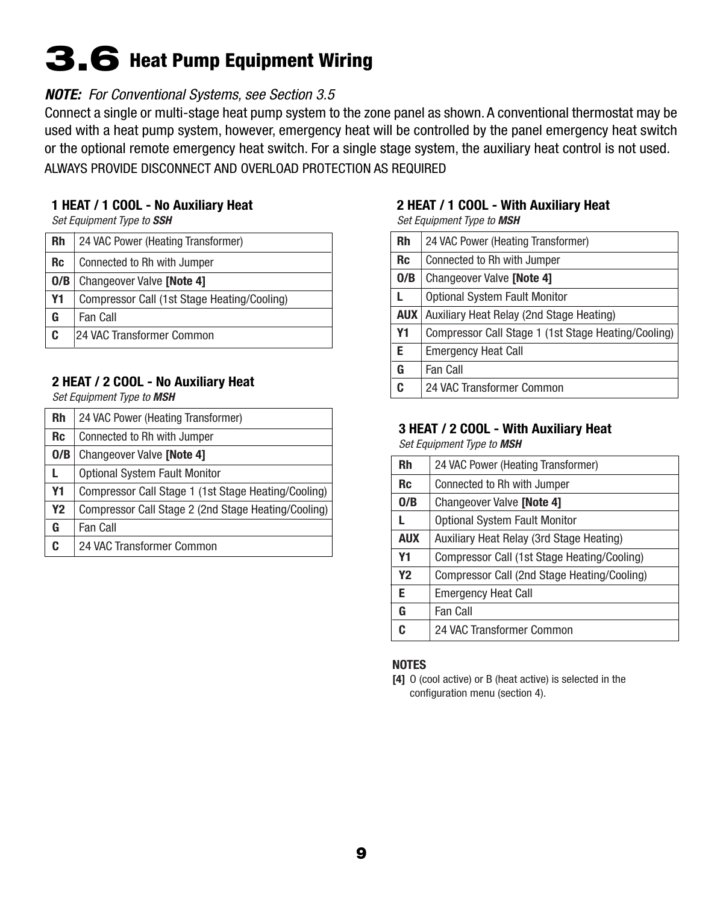# 3.6 Heat Pump Equipment Wiring

***NOTE:** For Conventional Systems, see Section 3.5*

Connect a single or multi-stage heat pump system to the zone panel as shown. A conventional thermostat may be used with a heat pump system, however, emergency heat will be controlled by the panel emergency heat switch or the optional remote emergency heat switch. For a single stage system, the auxiliary heat control is not used.

ALWAYS PROVIDE DISCONNECT AND OVERLOAD PROTECTION AS REQUIRED

### 1 HEAT / 1 COOL - No Auxiliary Heat

*Set Equipment Type to **SSH***

| | |
|---|---|
| **Rh** | 24 VAC Power (Heating Transformer) |
| **Rc** | Connected to Rh with Jumper |
| **O/B** | Changeover Valve **[Note 4]** |
| **Y1** | Compressor Call (1st Stage Heating/Cooling) |
| **G** | Fan Call |
| **C** | 24 VAC Transformer Common |

### 2 HEAT / 2 COOL - No Auxiliary Heat

*Set Equipment Type to **MSH***

| | |
|---|---|
| **Rh** | 24 VAC Power (Heating Transformer) |
| **Rc** | Connected to Rh with Jumper |
| **O/B** | Changeover Valve **[Note 4]** |
| **L** | Optional System Fault Monitor |
| **Y1** | Compressor Call Stage 1 (1st Stage Heating/Cooling) |
| **Y2** | Compressor Call Stage 2 (2nd Stage Heating/Cooling) |
| **G** | Fan Call |
| **C** | 24 VAC Transformer Common |

### 2 HEAT / 1 COOL - With Auxiliary Heat

*Set Equipment Type to **MSH***

| | |
|---|---|
| **Rh** | 24 VAC Power (Heating Transformer) |
| **Rc** | Connected to Rh with Jumper |
| **O/B** | Changeover Valve **[Note 4]** |
| **L** | Optional System Fault Monitor |
| **AUX** | Auxiliary Heat Relay (2nd Stage Heating) |
| **Y1** | Compressor Call Stage 1 (1st Stage Heating/Cooling) |
| **E** | Emergency Heat Call |
| **G** | Fan Call |
| **C** | 24 VAC Transformer Common |

### 3 HEAT / 2 COOL - With Auxiliary Heat

*Set Equipment Type to **MSH***

| | |
|---|---|
| **Rh** | 24 VAC Power (Heating Transformer) |
| **Rc** | Connected to Rh with Jumper |
| **O/B** | Changeover Valve **[Note 4]** |
| **L** | Optional System Fault Monitor |
| **AUX** | Auxiliary Heat Relay (3rd Stage Heating) |
| **Y1** | Compressor Call (1st Stage Heating/Cooling) |
| **Y2** | Compressor Call (2nd Stage Heating/Cooling) |
| **E** | Emergency Heat Call |
| **G** | Fan Call |
| **C** | 24 VAC Transformer Common |

**NOTES**

**[4]** O (cool active) or B (heat active) is selected in the configuration menu (section 4).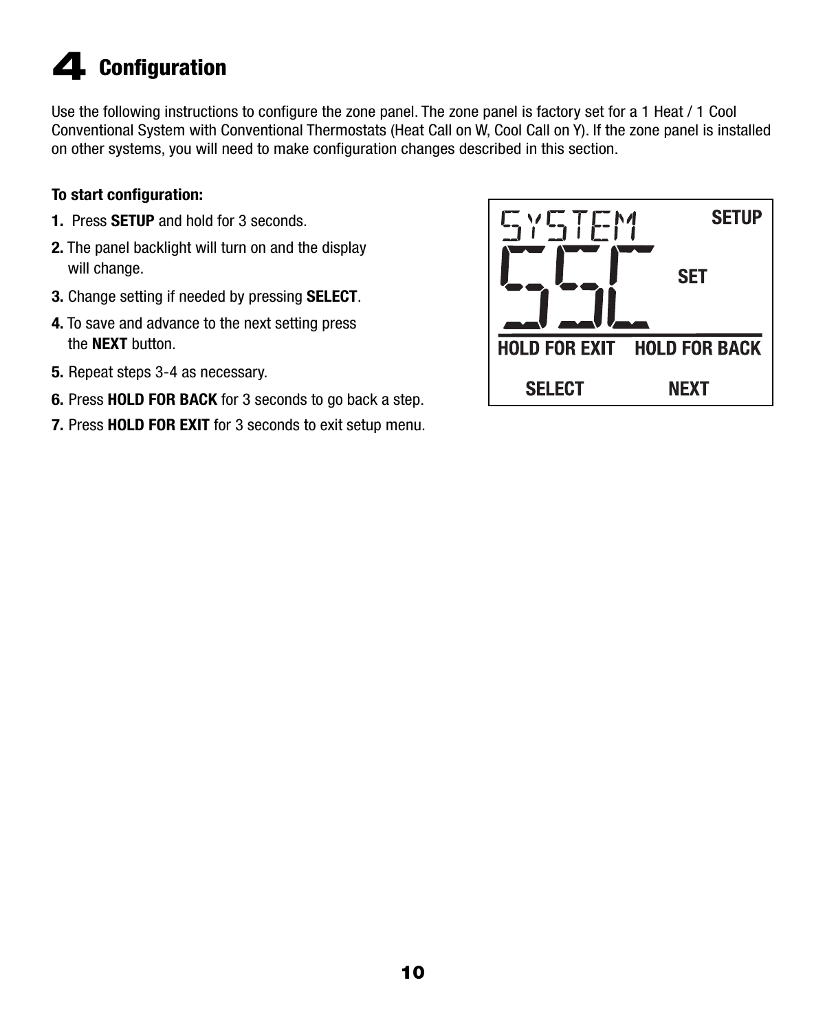# 4 Configuration

Use the following instructions to configure the zone panel. The zone panel is factory set for a 1 Heat / 1 Cool Conventional System with Conventional Thermostats (Heat Call on W, Cool Call on Y). If the zone panel is installed on other systems, you will need to make configuration changes described in this section.

**To start configuration:**

1. Press **SETUP** and hold for 3 seconds.
2. The panel backlight will turn on and the display will change.
3. Change setting if needed by pressing **SELECT**.
4. To save and advance to the next setting press the **NEXT** button.
5. Repeat steps 3-4 as necessary.
6. Press **HOLD FOR BACK** for 3 seconds to go back a step.
7. Press **HOLD FOR EXIT** for 3 seconds to exit setup menu.

SYSTEM SSC SETUP SET

HOLD FOR EXIT HOLD FOR BACK

SELECT NEXT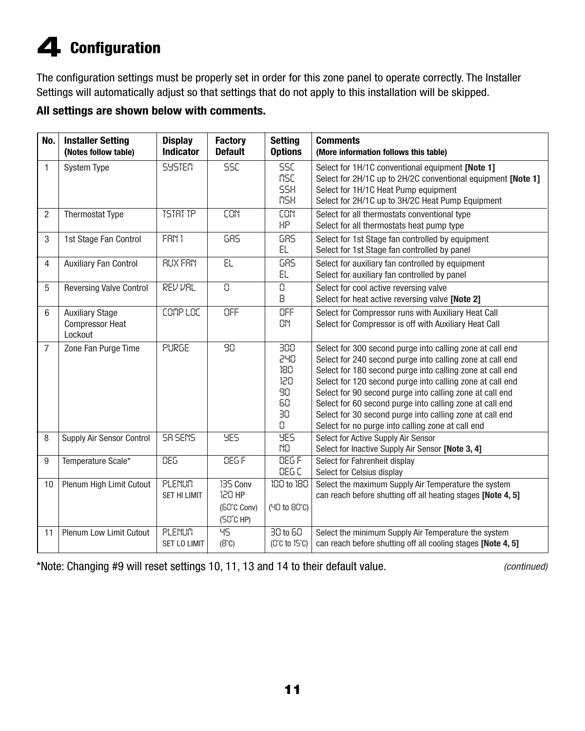# 4 Configuration

The configuration settings must be properly set in order for this zone panel to operate correctly. The Installer Settings will automatically adjust so that settings that do not apply to this installation will be skipped.

**All settings are shown below with comments.**

| No. | Installer Setting (Notes follow table) | Display Indicator | Factory Default | Setting Options | Comments (More information follows this table) |
|---|---|---|---|---|---|
| 1 | System Type | SYSTEM | SSC | SSC<br>MSC<br>SSH<br>MSH | Select for 1H/1C conventional equipment **[Note 1]**<br>Select for 2H/1C up to 2H/2C conventional equipment **[Note 1]**<br>Select for 1H/1C Heat Pump equipment<br>Select for 2H/1C up to 3H/2C Heat Pump Equipment |
| 2 | Thermostat Type | TSTAT TP | CON | CON<br>HP | Select for all thermostats conventional type<br>Select for all thermostats heat pump type |
| 3 | 1st Stage Fan Control | FAN 1 | GAS | GAS<br>EL | Select for 1st Stage fan controlled by equipment<br>Select for 1st Stage fan controlled by panel |
| 4 | Auxiliary Fan Control | AUX FAN | EL | GAS<br>EL | Select for auxiliary fan controlled by equipment<br>Select for auxiliary fan controlled by panel |
| 5 | Reversing Valve Control | REV VAL | O | O<br>B | Select for cool active reversing valve<br>Select for heat active reversing valve **[Note 2]** |
| 6 | Auxiliary Stage Compressor Heat Lockout | COMP LOC | OFF | OFF<br>ON | Select for Compressor runs with Auxiliary Heat Call<br>Select for Compressor is off with Auxiliary Heat Call |
| 7 | Zone Fan Purge Time | PURGE | 90 | 300<br>240<br>180<br>120<br>90<br>60<br>30<br>0 | Select for 300 second purge into calling zone at call end<br>Select for 240 second purge into calling zone at call end<br>Select for 180 second purge into calling zone at call end<br>Select for 120 second purge into calling zone at call end<br>Select for 90 second purge into calling zone at call end<br>Select for 60 second purge into calling zone at call end<br>Select for 30 second purge into calling zone at call end<br>Select for no purge into calling zone at call end |
| 8 | Supply Air Sensor Control | SA SENS | YES | YES<br>NO | Select for Active Supply Air Sensor<br>Select for Inactive Supply Air Sensor **[Note 3, 4]** |
| 9 | Temperature Scale* | DEG | DEG F | DEG F<br>DEG C | Select for Fahrenheit display<br>Select for Celsius display |
| 10 | Plenum High Limit Cutout | PLENUM<br>SET HI LIMIT | 135 Conv<br>120 HP<br>(60˚C Conv)<br>(50˚C HP) | 100 to 180<br>(40 to 80˚C) | Select the maximum Supply Air Temperature the system can reach before shutting off all heating stages **[Note 4, 5]** |
| 11 | Plenum Low Limit Cutout | PLENUM<br>SET LO LIMIT | 45<br>(8˚C) | 30 to 60<br>(0˚C to 15˚C) | Select the minimum Supply Air Temperature the system can reach before shutting off all cooling stages **[Note 4, 5]** |

*Note: Changing #9 will reset settings 10, 11, 13 and 14 to their default value.

*(continued)*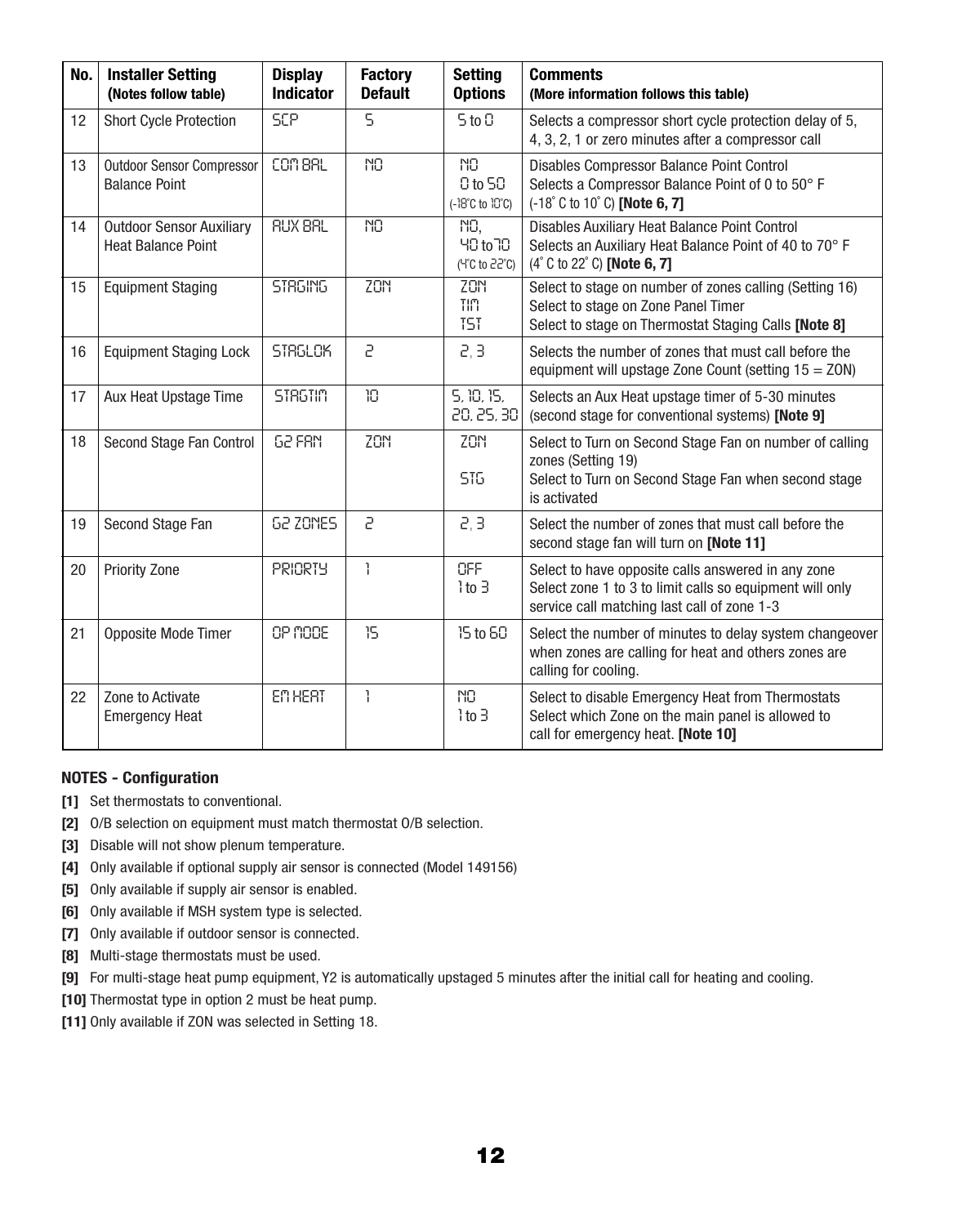| No. | Installer Setting (Notes follow table) | Display Indicator | Factory Default | Setting Options | Comments (More information follows this table) |
|---|---|---|---|---|---|
| 12 | Short Cycle Protection | SCP | 5 | 5 to 0 | Selects a compressor short cycle protection delay of 5, 4, 3, 2, 1 or zero minutes after a compressor call |
| 13 | Outdoor Sensor Compressor Balance Point | COM BAL | NO | NO<br>0 to 50<br>(-18°C to 10°C) | Disables Compressor Balance Point Control<br>Selects a Compressor Balance Point of 0 to 50° F (-18° C to 10° C) **[Note 6, 7]** |
| 14 | Outdoor Sensor Auxiliary Heat Balance Point | AUX BAL | NO | NO,<br>40 to 70<br>(4°C to 22°C) | Disables Auxiliary Heat Balance Point Control<br>Selects an Auxiliary Heat Balance Point of 40 to 70° F (4° C to 22° C) **[Note 6, 7]** |
| 15 | Equipment Staging | STAGING | ZON | ZON<br>TIM<br>TST | Select to stage on number of zones calling (Setting 16)<br>Select to stage on Zone Panel Timer<br>Select to stage on Thermostat Staging Calls **[Note 8]** |
| 16 | Equipment Staging Lock | STAGLOK | 2 | 2, 3 | Selects the number of zones that must call before the equipment will upstage Zone Count (setting 15 = ZON) |
| 17 | Aux Heat Upstage Time | STAGTIM | 10 | 5, 10, 15, 20, 25, 30 | Selects an Aux Heat upstage timer of 5-30 minutes (second stage for conventional systems) **[Note 9]** |
| 18 | Second Stage Fan Control | G2 FAN | ZON | ZON<br><br>STG | Select to Turn on Second Stage Fan on number of calling zones (Setting 19)<br>Select to Turn on Second Stage Fan when second stage is activated |
| 19 | Second Stage Fan | G2 ZONES | 2 | 2, 3 | Select the number of zones that must call before the second stage fan will turn on **[Note 11]** |
| 20 | Priority Zone | PRIORTY | 1 | OFF<br>1 to 3 | Select to have opposite calls answered in any zone<br>Select zone 1 to 3 to limit calls so equipment will only service call matching last call of zone 1-3 |
| 21 | Opposite Mode Timer | OP MODE | 15 | 15 to 60 | Select the number of minutes to delay system changeover when zones are calling for heat and others zones are calling for cooling. |
| 22 | Zone to Activate Emergency Heat | EM HEAT | 1 | NO<br>1 to 3 | Select to disable Emergency Heat from Thermostats<br>Select which Zone on the main panel is allowed to call for emergency heat. **[Note 10]** |

**NOTES - Configuration**

**[1]** Set thermostats to conventional.

**[2]** O/B selection on equipment must match thermostat O/B selection.

**[3]** Disable will not show plenum temperature.

**[4]** Only available if optional supply air sensor is connected (Model 149156)

**[5]** Only available if supply air sensor is enabled.

**[6]** Only available if MSH system type is selected.

**[7]** Only available if outdoor sensor is connected.

**[8]** Multi-stage thermostats must be used.

**[9]** For multi-stage heat pump equipment, Y2 is automatically upstaged 5 minutes after the initial call for heating and cooling.

**[10]** Thermostat type in option 2 must be heat pump.

**[11]** Only available if ZON was selected in Setting 18.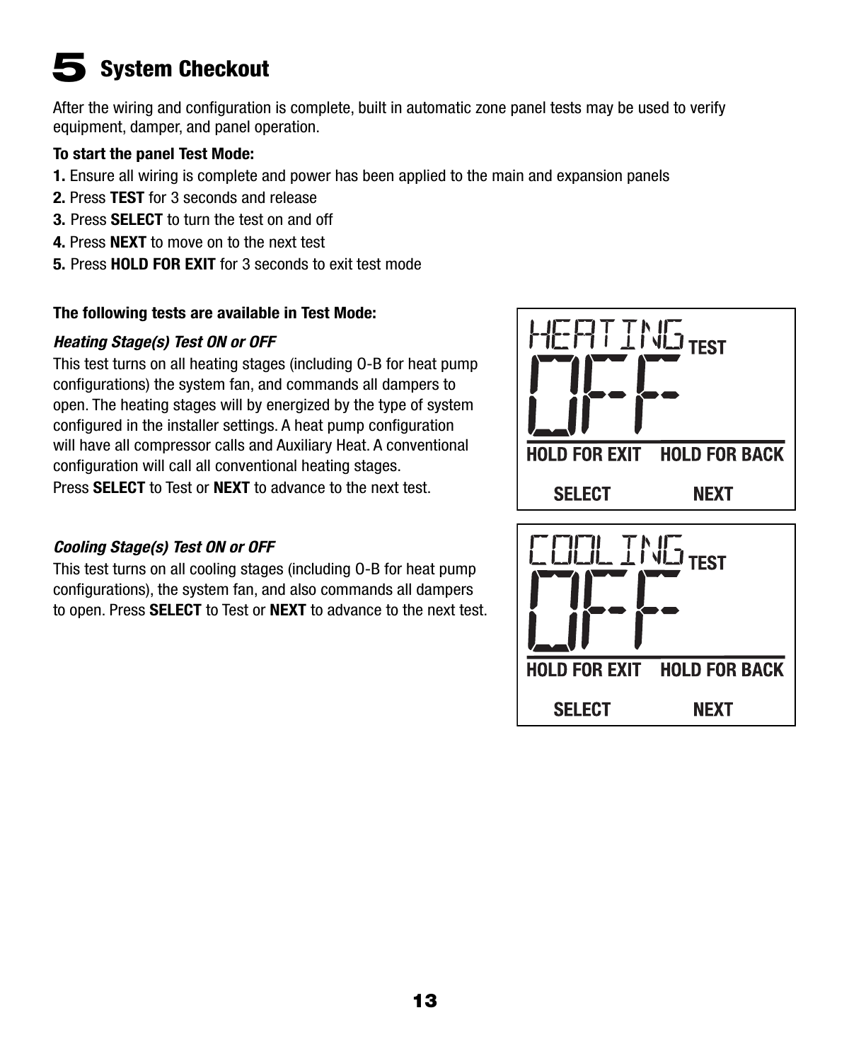# 5 System Checkout

After the wiring and configuration is complete, built in automatic zone panel tests may be used to verify equipment, damper, and panel operation.

**To start the panel Test Mode:**

1. Ensure all wiring is complete and power has been applied to the main and expansion panels
2. Press **TEST** for 3 seconds and release
3. Press **SELECT** to turn the test on and off
4. Press **NEXT** to move on to the next test
5. Press **HOLD FOR EXIT** for 3 seconds to exit test mode

**The following tests are available in Test Mode:**

***Heating Stage(s) Test ON or OFF***

This test turns on all heating stages (including O-B for heat pump configurations) the system fan, and commands all dampers to open. The heating stages will by energized by the type of system configured in the installer settings. A heat pump configuration will have all compressor calls and Auxiliary Heat. A conventional configuration will call all conventional heating stages.
Press **SELECT** to Test or **NEXT** to advance to the next test.

HEATING TEST
OFF
HOLD FOR EXIT HOLD FOR BACK
SELECT NEXT

***Cooling Stage(s) Test ON or OFF***

This test turns on all cooling stages (including O-B for heat pump configurations), the system fan, and also commands all dampers to open. Press **SELECT** to Test or **NEXT** to advance to the next test.

COOLING TEST
OFF
HOLD FOR EXIT HOLD FOR BACK
SELECT NEXT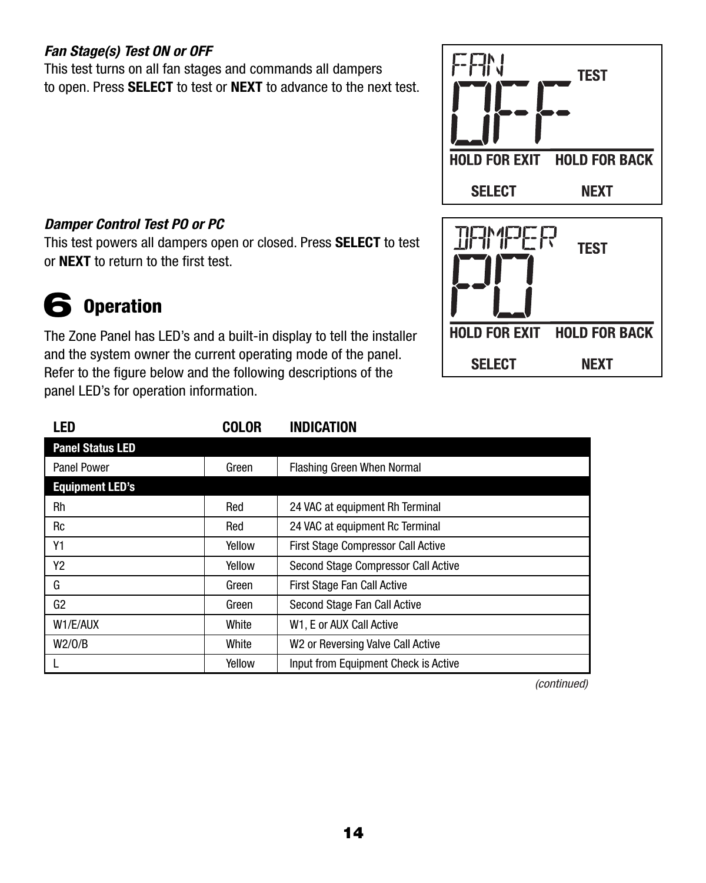***Fan Stage(s) Test ON or OFF***

This test turns on all fan stages and commands all dampers to open. Press **SELECT** to test or **NEXT** to advance to the next test.

FAN OFF TEST
HOLD FOR EXIT HOLD FOR BACK
SELECT NEXT

***Damper Control Test PO or PC***

This test powers all dampers open or closed. Press **SELECT** to test or **NEXT** to return to the first test.

DAMPER PO TEST
HOLD FOR EXIT HOLD FOR BACK
SELECT NEXT

## 6 Operation

The Zone Panel has LED's and a built-in display to tell the installer and the system owner the current operating mode of the panel. Refer to the figure below and the following descriptions of the panel LED's for operation information.

| LED | COLOR | INDICATION |
|---|---|---|
| **Panel Status LED** | | |
| Panel Power | Green | Flashing Green When Normal |
| **Equipment LED's** | | |
| Rh | Red | 24 VAC at equipment Rh Terminal |
| Rc | Red | 24 VAC at equipment Rc Terminal |
| Y1 | Yellow | First Stage Compressor Call Active |
| Y2 | Yellow | Second Stage Compressor Call Active |
| G | Green | First Stage Fan Call Active |
| G2 | Green | Second Stage Fan Call Active |
| W1/E/AUX | White | W1, E or AUX Call Active |
| W2/O/B | White | W2 or Reversing Valve Call Active |
| L | Yellow | Input from Equipment Check is Active |

*(continued)*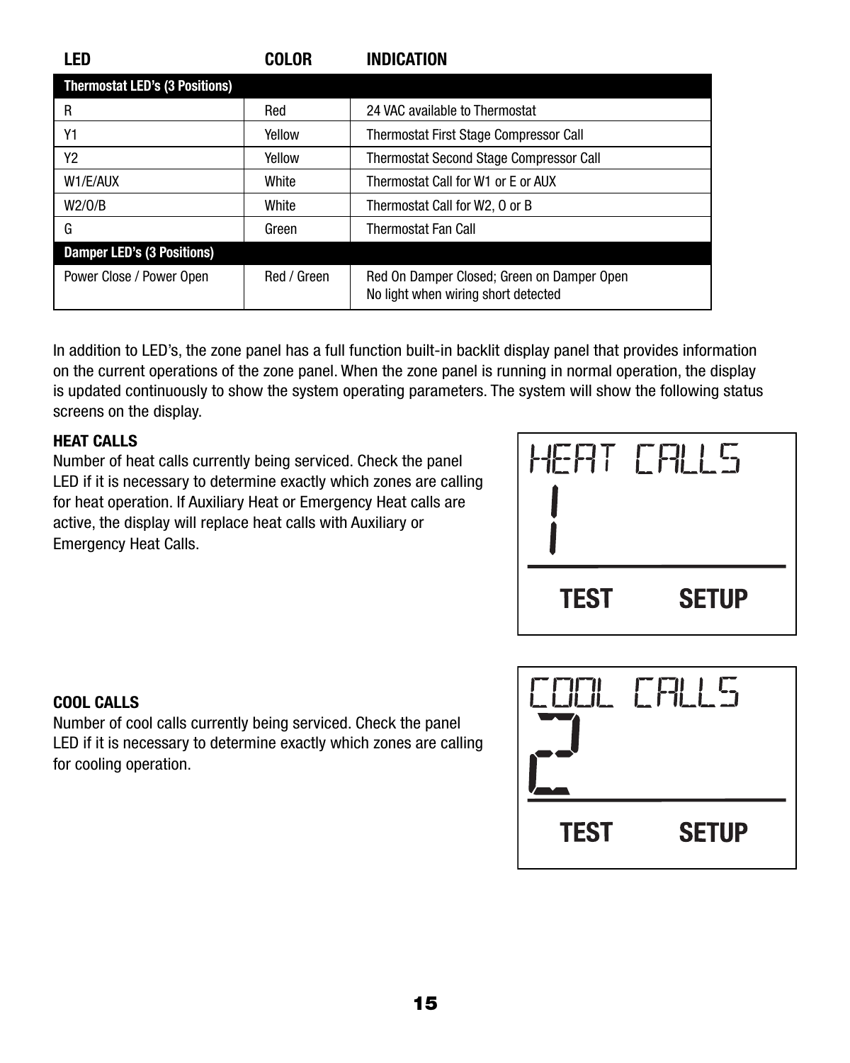| LED | COLOR | INDICATION |
|---|---|---|
| **Thermostat LED's (3 Positions)** | | |
| R | Red | 24 VAC available to Thermostat |
| Y1 | Yellow | Thermostat First Stage Compressor Call |
| Y2 | Yellow | Thermostat Second Stage Compressor Call |
| W1/E/AUX | White | Thermostat Call for W1 or E or AUX |
| W2/O/B | White | Thermostat Call for W2, O or B |
| G | Green | Thermostat Fan Call |
| **Damper LED's (3 Positions)** | | |
| Power Close / Power Open | Red / Green | Red On Damper Closed; Green on Damper Open<br>No light when wiring short detected |

In addition to LED's, the zone panel has a full function built-in backlit display panel that provides information on the current operations of the zone panel. When the zone panel is running in normal operation, the display is updated continuously to show the system operating parameters. The system will show the following status screens on the display.

**HEAT CALLS**

Number of heat calls currently being serviced. Check the panel LED if it is necessary to determine exactly which zones are calling for heat operation. If Auxiliary Heat or Emergency Heat calls are active, the display will replace heat calls with Auxiliary or Emergency Heat Calls.

```
HEAT CALLS
1
TEST    SETUP
```

**COOL CALLS**

Number of cool calls currently being serviced. Check the panel LED if it is necessary to determine exactly which zones are calling for cooling operation.

```
COOL CALLS
2
TEST    SETUP
```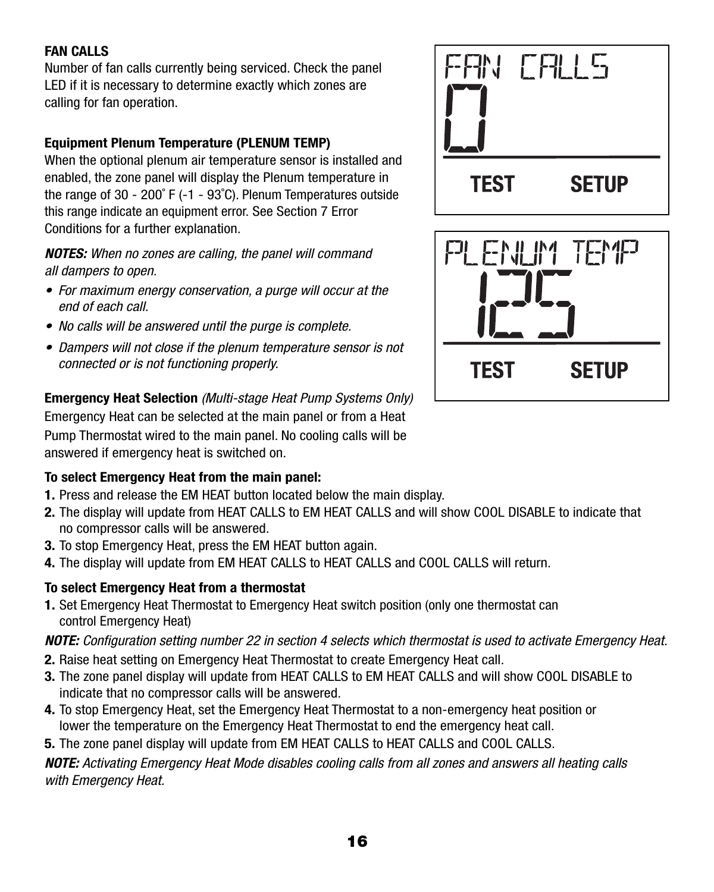**FAN CALLS**

Number of fan calls currently being serviced. Check the panel LED if it is necessary to determine exactly which zones are calling for fan operation.

FAN CALLS
0
TEST SETUP

**Equipment Plenum Temperature (PLENUM TEMP)**

When the optional plenum air temperature sensor is installed and enabled, the zone panel will display the Plenum temperature in the range of 30 - 200˚ F (-1 - 93˚C). Plenum Temperatures outside this range indicate an equipment error. See Section 7 Error Conditions for a further explanation.

PLENUM TEMP
125
TEST SETUP

***NOTES:*** *When no zones are calling, the panel will command all dampers to open.*

- *For maximum energy conservation, a purge will occur at the end of each call.*
- *No calls will be answered until the purge is complete.*
- *Dampers will not close if the plenum temperature sensor is not connected or is not functioning properly.*

**Emergency Heat Selection** *(Multi-stage Heat Pump Systems Only)*

Emergency Heat can be selected at the main panel or from a Heat Pump Thermostat wired to the main panel. No cooling calls will be answered if emergency heat is switched on.

**To select Emergency Heat from the main panel:**

1. Press and release the EM HEAT button located below the main display.
2. The display will update from HEAT CALLS to EM HEAT CALLS and will show COOL DISABLE to indicate that no compressor calls will be answered.
3. To stop Emergency Heat, press the EM HEAT button again.
4. The display will update from EM HEAT CALLS to HEAT CALLS and COOL CALLS will return.

**To select Emergency Heat from a thermostat**

1. Set Emergency Heat Thermostat to Emergency Heat switch position (only one thermostat can control Emergency Heat)

***NOTE:*** *Configuration setting number 22 in section 4 selects which thermostat is used to activate Emergency Heat.*

2. Raise heat setting on Emergency Heat Thermostat to create Emergency Heat call.
3. The zone panel display will update from HEAT CALLS to EM HEAT CALLS and will show COOL DISABLE to indicate that no compressor calls will be answered.
4. To stop Emergency Heat, set the Emergency Heat Thermostat to a non-emergency heat position or lower the temperature on the Emergency Heat Thermostat to end the emergency heat call.
5. The zone panel display will update from EM HEAT CALLS to HEAT CALLS and COOL CALLS.

***NOTE:*** *Activating Emergency Heat Mode disables cooling calls from all zones and answers all heating calls with Emergency Heat.*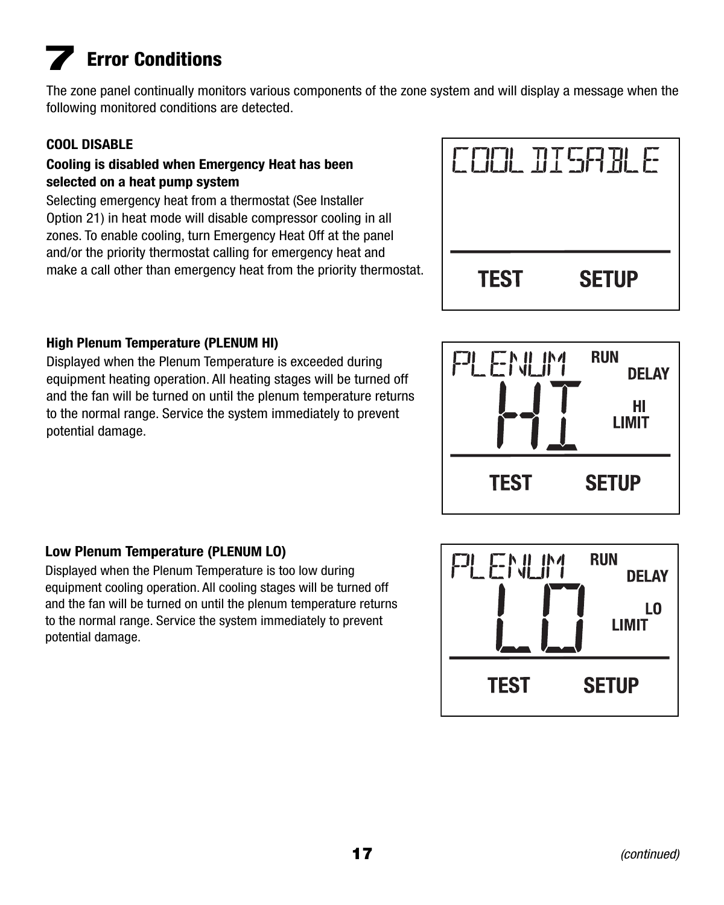# 7 Error Conditions

The zone panel continually monitors various components of the zone system and will display a message when the following monitored conditions are detected.

**COOL DISABLE**

**Cooling is disabled when Emergency Heat has been selected on a heat pump system**

Selecting emergency heat from a thermostat (See Installer Option 21) in heat mode will disable compressor cooling in all zones. To enable cooling, turn Emergency Heat Off at the panel and/or the priority thermostat calling for emergency heat and make a call other than emergency heat from the priority thermostat.

COOL DISABLE

TEST SETUP

**High Plenum Temperature (PLENUM HI)**

Displayed when the Plenum Temperature is exceeded during equipment heating operation. All heating stages will be turned off and the fan will be turned on until the plenum temperature returns to the normal range. Service the system immediately to prevent potential damage.

PLENUM HI RUN DELAY HI LIMIT

TEST SETUP

**Low Plenum Temperature (PLENUM LO)**

Displayed when the Plenum Temperature is too low during equipment cooling operation. All cooling stages will be turned off and the fan will be turned on until the plenum temperature returns to the normal range. Service the system immediately to prevent potential damage.

PLENUM LO RUN DELAY LO LIMIT

TEST SETUP

*(continued)*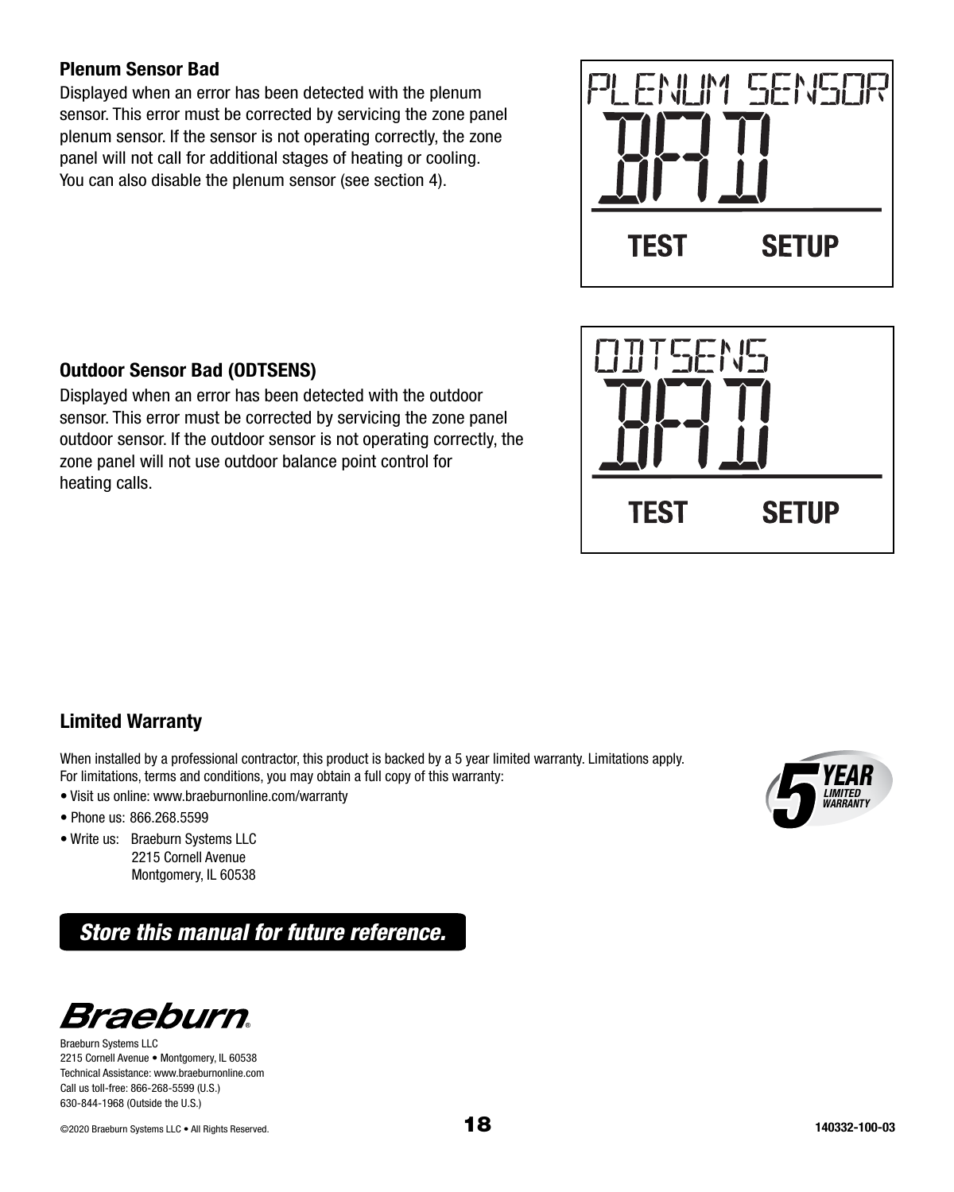### Plenum Sensor Bad

Displayed when an error has been detected with the plenum sensor. This error must be corrected by servicing the zone panel plenum sensor. If the sensor is not operating correctly, the zone panel will not call for additional stages of heating or cooling. You can also disable the plenum sensor (see section 4).

PLENUM SENSOR
BAD
TEST SETUP

### Outdoor Sensor Bad (ODTSENS)

Displayed when an error has been detected with the outdoor sensor. This error must be corrected by servicing the zone panel outdoor sensor. If the outdoor sensor is not operating correctly, the zone panel will not use outdoor balance point control for heating calls.

ODTSENS
BAD
TEST SETUP

### Limited Warranty

When installed by a professional contractor, this product is backed by a 5 year limited warranty. Limitations apply. For limitations, terms and conditions, you may obtain a full copy of this warranty:

- Visit us online: www.braeburnonline.com/warranty
- Phone us: 866.268.5599
- Write us: Braeburn Systems LLC
  2215 Cornell Avenue
  Montgomery, IL 60538

5 YEAR LIMITED WARRANTY

***Store this manual for future reference.***

**Braeburn**®

Braeburn Systems LLC
2215 Cornell Avenue • Montgomery, IL 60538
Technical Assistance: www.braeburnonline.com
Call us toll-free: 866-268-5599 (U.S.)
630-844-1968 (Outside the U.S.)

©2020 Braeburn Systems LLC • All Rights Reserved.

140332-100-03